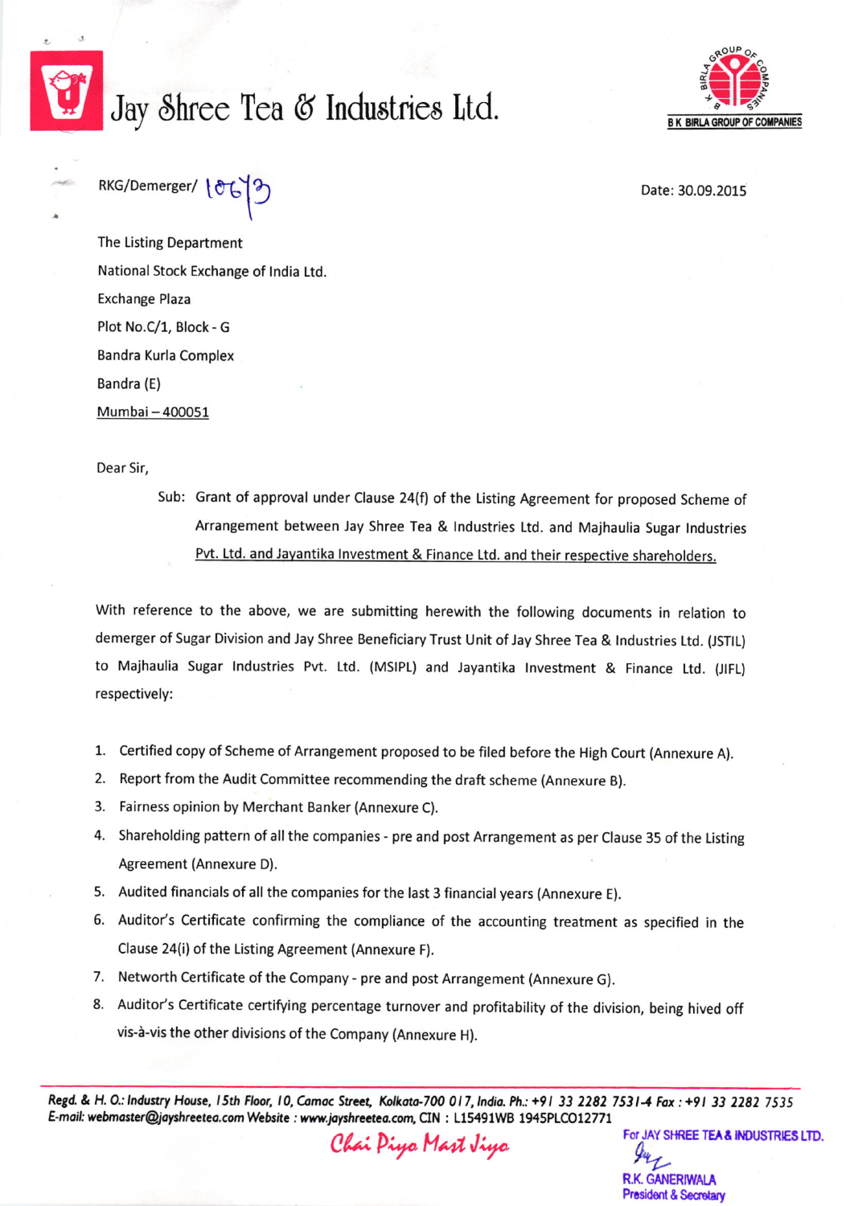# Jay Shree Tea & Industries Ltd.

B K BIRLA GROUP OF COMPANIES

RKG/Demerger/ 10673

Date: 30.09.2015

The Listing Department
National Stock Exchange of India Ltd.
Exchange Plaza
Plot No.C/1, Block - G
Bandra Kurla Complex
Bandra (E)
Mumbai – 400051

Dear Sir,

Sub: Grant of approval under Clause 24(f) of the Listing Agreement for proposed Scheme of Arrangement between Jay Shree Tea & Industries Ltd. and Majhaulia Sugar Industries Pvt. Ltd. and Jayantika Investment & Finance Ltd. and their respective shareholders.

With reference to the above, we are submitting herewith the following documents in relation to demerger of Sugar Division and Jay Shree Beneficiary Trust Unit of Jay Shree Tea & Industries Ltd. (JSTIL) to Majhaulia Sugar Industries Pvt. Ltd. (MSIPL) and Jayantika Investment & Finance Ltd. (JIFL) respectively:

1. Certified copy of Scheme of Arrangement proposed to be filed before the High Court (Annexure A).
2. Report from the Audit Committee recommending the draft scheme (Annexure B).
3. Fairness opinion by Merchant Banker (Annexure C).
4. Shareholding pattern of all the companies - pre and post Arrangement as per Clause 35 of the Listing Agreement (Annexure D).
5. Audited financials of all the companies for the last 3 financial years (Annexure E).
6. Auditor's Certificate confirming the compliance of the accounting treatment as specified in the Clause 24(i) of the Listing Agreement (Annexure F).
7. Networth Certificate of the Company - pre and post Arrangement (Annexure G).
8. Auditor's Certificate certifying percentage turnover and profitability of the division, being hived off vis-à-vis the other divisions of the Company (Annexure H).

Regd. & H. O.: Industry House, 15th Floor, 10, Camac Street, Kolkata-700 017, India. Ph.: +91 33 2282 7531-4 Fax : +91 33 2282 7535
E-mail: webmaster@jayshreetea.com Website : www.jayshreetea.com, CIN : L15491WB 1945PLC012771

Chai Piyo Mast Jiyo

For JAY SHREE TEA & INDUSTRIES LTD.

R.K. GANERIWALA
President & Secretary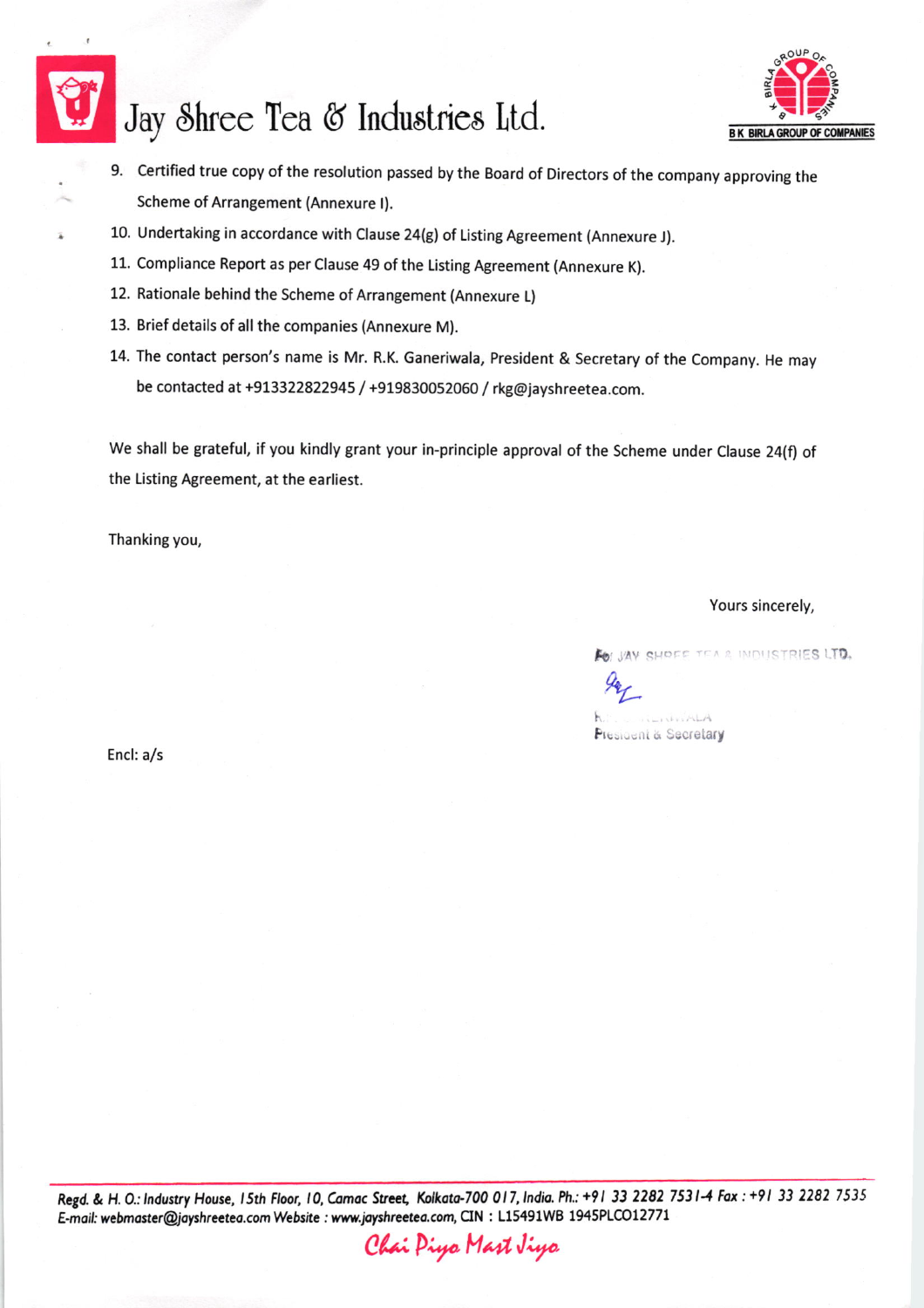9. Certified true copy of the resolution passed by the Board of Directors of the company approving the Scheme of Arrangement (Annexure I).
10. Undertaking in accordance with Clause 24(g) of Listing Agreement (Annexure J).
11. Compliance Report as per Clause 49 of the Listing Agreement (Annexure K).
12. Rationale behind the Scheme of Arrangement (Annexure L)
13. Brief details of all the companies (Annexure M).
14. The contact person's name is Mr. R.K. Ganeriwala, President & Secretary of the Company. He may be contacted at +913322822945 / +919830052060 / rkg@jayshreetea.com.

We shall be grateful, if you kindly grant your in-principle approval of the Scheme under Clause 24(f) of the Listing Agreement, at the earliest.

Thanking you,

Yours sincerely,

For JAY SHREE TEA & INDUSTRIES LTD.

R.K. GANERIWALA
President & Secretary

Encl: a/s